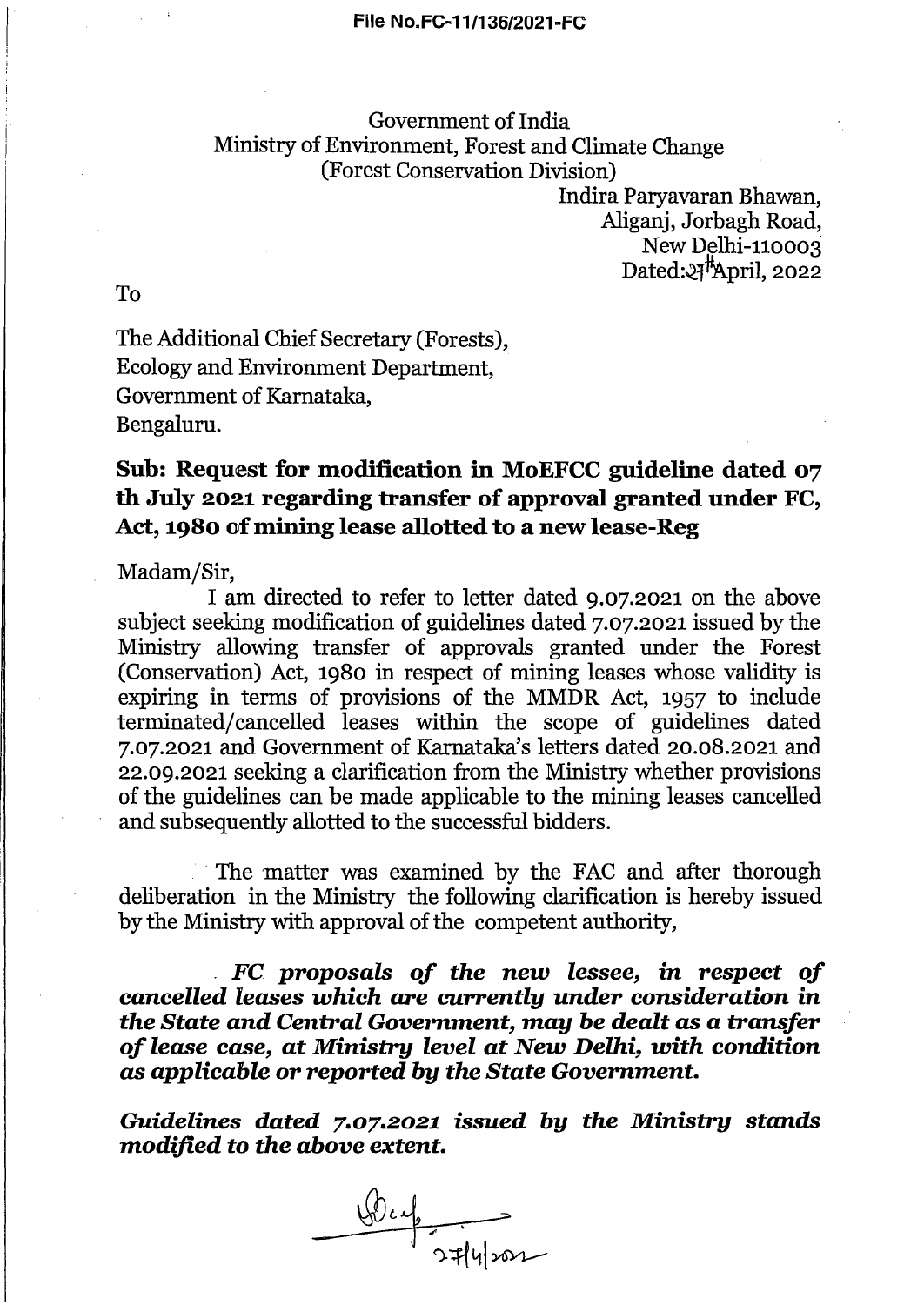File No.FC-11/136/2021-FC

Government of India
Ministry of Environment, Forest and Climate Change
(Forest Conservation Division)

Indira Paryavaran Bhawan,
Aliganj, Jorbagh Road,
New Delhi-110003
Dated: 27th April, 2022

To

The Additional Chief Secretary (Forests),
Ecology and Environment Department,
Government of Karnataka,
Bengaluru.

**Sub: Request for modification in MoEFCC guideline dated 07 th July 2021 regarding transfer of approval granted under FC, Act, 1980 of mining lease allotted to a new lease-Reg**

Madam/Sir,

I am directed to refer to letter dated 9.07.2021 on the above subject seeking modification of guidelines dated 7.07.2021 issued by the Ministry allowing transfer of approvals granted under the Forest (Conservation) Act, 1980 in respect of mining leases whose validity is expiring in terms of provisions of the MMDR Act, 1957 to include terminated/cancelled leases within the scope of guidelines dated 7.07.2021 and Government of Karnataka's letters dated 20.08.2021 and 22.09.2021 seeking a clarification from the Ministry whether provisions of the guidelines can be made applicable to the mining leases cancelled and subsequently allotted to the successful bidders.

The matter was examined by the FAC and after thorough deliberation in the Ministry the following clarification is hereby issued by the Ministry with approval of the competent authority,

***FC proposals of the new lessee, in respect of cancelled leases which are currently under consideration in the State and Central Government, may be dealt as a transfer of lease case, at Ministry level at New Delhi, with condition as applicable or reported by the State Government.***

***Guidelines dated 7.07.2021 issued by the Ministry stands modified to the above extent.***

27/4/2022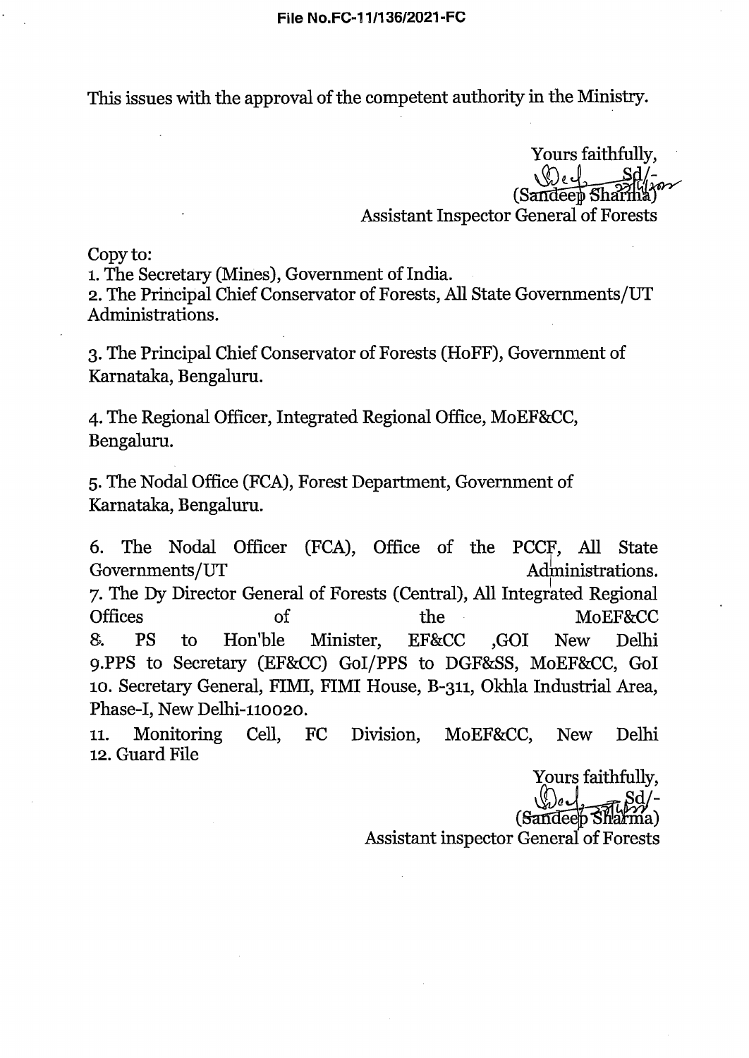This issues with the approval of the competent authority in the Ministry.

Yours faithfully,

Sd/-

(Sandeep Sharma)

Assistant Inspector General of Forests

Copy to:

1. The Secretary (Mines), Government of India.
2. The Principal Chief Conservator of Forests, All State Governments/UT Administrations.
3. The Principal Chief Conservator of Forests (HoFF), Government of Karnataka, Bengaluru.
4. The Regional Officer, Integrated Regional Office, MoEF&CC, Bengaluru.
5. The Nodal Office (FCA), Forest Department, Government of Karnataka, Bengaluru.
6. The Nodal Officer (FCA), Office of the PCCF, All State Governments/UT Administrations.
7. The Dy Director General of Forests (Central), All Integrated Regional Offices of the MoEF&CC
8. PS to Hon'ble Minister, EF&CC ,GOI New Delhi
9. PPS to Secretary (EF&CC) GoI/PPS to DGF&SS, MoEF&CC, GoI
10. Secretary General, FIMI, FIMI House, B-311, Okhla Industrial Area, Phase-I, New Delhi-110020.
11. Monitoring Cell, FC Division, MoEF&CC, New Delhi
12. Guard File

Yours faithfully,

Sd/-

(Sandeep Sharma)

Assistant inspector General of Forests